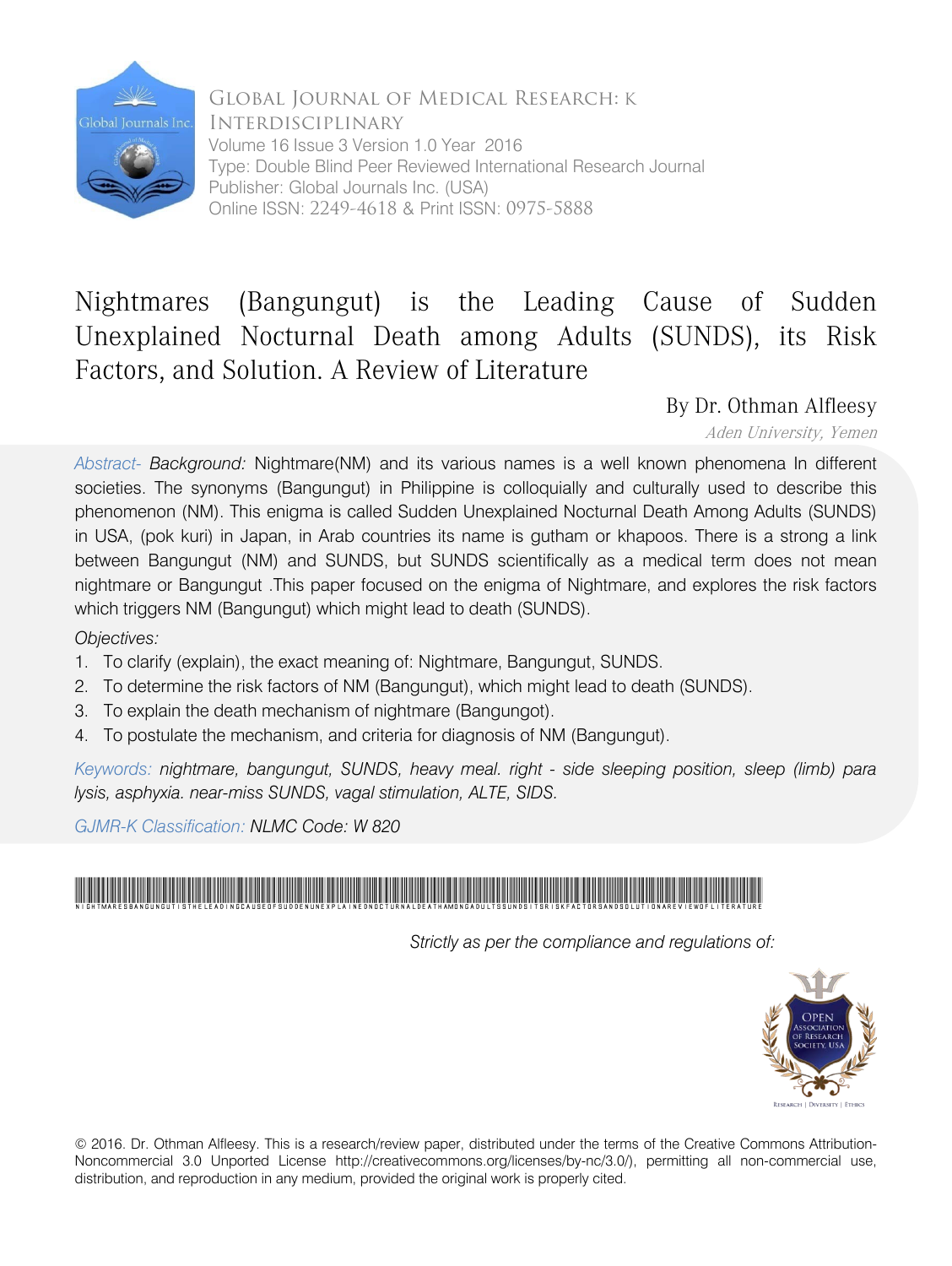Global Journal of Medical Research: K Interdisciplinary
Volume 16 Issue 3 Version 1.0 Year 2016
Type: Double Blind Peer Reviewed International Research Journal
Publisher: Global Journals Inc. (USA)
Online ISSN: 2249-4618 & Print ISSN: 0975-5888

# Nightmares (Bangungut) is the Leading Cause of Sudden Unexplained Nocturnal Death among Adults (SUNDS), its Risk Factors, and Solution. A Review of Literature

By Dr. Othman Alfleesy

*Aden University, Yemen*

*Abstract- Background:* Nightmare(NM) and its various names is a well known phenomena In different societies. The synonyms (Bangungut) in Philippine is colloquially and culturally used to describe this phenomenon (NM). This enigma is called Sudden Unexplained Nocturnal Death Among Adults (SUNDS) in USA, (pok kuri) in Japan, in Arab countries its name is gutham or khapoos. There is a strong a link between Bangungut (NM) and SUNDS, but SUNDS scientifically as a medical term does not mean nightmare or Bangungut .This paper focused on the enigma of Nightmare, and explores the risk factors which triggers NM (Bangungut) which might lead to death (SUNDS).

*Objectives:*

1. To clarify (explain), the exact meaning of: Nightmare, Bangungut, SUNDS.
2. To determine the risk factors of NM (Bangungut), which might lead to death (SUNDS).
3. To explain the death mechanism of nightmare (Bangungot).
4. To postulate the mechanism, and criteria for diagnosis of NM (Bangungut).

*Keywords: nightmare, bangungut, SUNDS, heavy meal. right - side sleeping position, sleep (limb) para lysis, asphyxia. near-miss SUNDS, vagal stimulation, ALTE, SIDS.*

*GJMR-K Classification:* *NLMC Code: W 820*

*Strictly as per the compliance and regulations of:*

© 2016. Dr. Othman Alfleesy. This is a research/review paper, distributed under the terms of the Creative Commons Attribution-Noncommercial 3.0 Unported License http://creativecommons.org/licenses/by-nc/3.0/), permitting all non-commercial use, distribution, and reproduction in any medium, provided the original work is properly cited.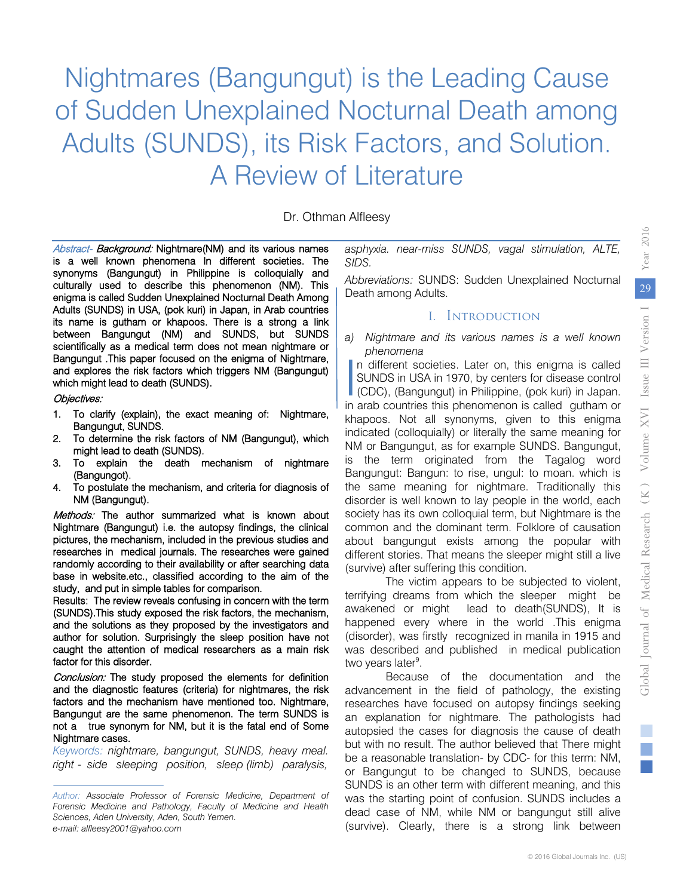# Nightmares (Bangungut) is the Leading Cause of Sudden Unexplained Nocturnal Death among Adults (SUNDS), its Risk Factors, and Solution. A Review of Literature

Dr. Othman Alfleesy

*Abstract- Background:* Nightmare(NM) and its various names is a well known phenomena In different societies. The synonyms (Bangungut) in Philippine is colloquially and culturally used to describe this phenomenon (NM). This enigma is called Sudden Unexplained Nocturnal Death Among Adults (SUNDS) in USA, (pok kuri) in Japan, in Arab countries its name is gutham or khapoos. There is a strong a link between Bangungut (NM) and SUNDS, but SUNDS scientifically as a medical term does not mean nightmare or Bangungut .This paper focused on the enigma of Nightmare, and explores the risk factors which triggers NM (Bangungut) which might lead to death (SUNDS).

*Objectives:*

1. To clarify (explain), the exact meaning of: Nightmare, Bangungut, SUNDS.
2. To determine the risk factors of NM (Bangungut), which might lead to death (SUNDS).
3. To explain the death mechanism of nightmare (Bangungot).
4. To postulate the mechanism, and criteria for diagnosis of NM (Bangungut).

*Methods:* The author summarized what is known about Nightmare (Bangungut) i.e. the autopsy findings, the clinical pictures, the mechanism, included in the previous studies and researches in medical journals. The researches were gained randomly according to their availability or after searching data base in website.etc., classified according to the aim of the study, and put in simple tables for comparison.

Results: The review reveals confusing in concern with the term (SUNDS).This study exposed the risk factors, the mechanism, and the solutions as they proposed by the investigators and author for solution. Surprisingly the sleep position have not caught the attention of medical researchers as a main risk factor for this disorder.

*Conclusion:* The study proposed the elements for definition and the diagnostic features (criteria) for nightmares, the risk factors and the mechanism have mentioned too. Nightmare, Bangungut are the same phenomenon. The term SUNDS is not a true synonym for NM, but it is the fatal end of Some Nightmare cases.

*Keywords: nightmare, bangungut, SUNDS, heavy meal. right - side sleeping position, sleep (limb) paralysis, asphyxia. near-miss SUNDS, vagal stimulation, ALTE, SIDS.*

*Abbreviations:* SUNDS: Sudden Unexplained Nocturnal Death among Adults.

*Author: Associate Professor of Forensic Medicine, Department of Forensic Medicine and Pathology, Faculty of Medicine and Health Sciences, Aden University, Aden, South Yemen.*
*e-mail: alfleesy2001@yahoo.com*

## I. Introduction

### a) *Nightmare and its various names is a well known phenomena*

In different societies. Later on, this enigma is called SUNDS in USA in 1970, by centers for disease control (CDC), (Bangungut) in Philippine, (pok kuri) in Japan. in arab countries this phenomenon is called gutham or khapoos. Not all synonyms, given to this enigma indicated (colloquially) or literally the same meaning for NM or Bangungut, as for example SUNDS. Bangungut, is the term originated from the Tagalog word Bangungut: Bangun: to rise, ungul: to moan. which is the same meaning for nightmare. Traditionally this disorder is well known to lay people in the world, each society has its own colloquial term, but Nightmare is the common and the dominant term. Folklore of causation about bangungut exists among the popular with different stories. That means the sleeper might still a live (survive) after suffering this condition.

The victim appears to be subjected to violent, terrifying dreams from which the sleeper might be awakened or might lead to death(SUNDS), It is happened every where in the world .This enigma (disorder), was firstly recognized in manila in 1915 and was described and published in medical publication two years later[9].

Because of the documentation and the advancement in the field of pathology, the existing researches have focused on autopsy findings seeking an explanation for nightmare. The pathologists had autopsied the cases for diagnosis the cause of death but with no result. The author believed that There might be a reasonable translation- by CDC- for this term: NM, or Bangungut to be changed to SUNDS, because SUNDS is an other term with different meaning, and this was the starting point of confusion. SUNDS includes a dead case of NM, while NM or bangungut still alive (survive). Clearly, there is a strong link between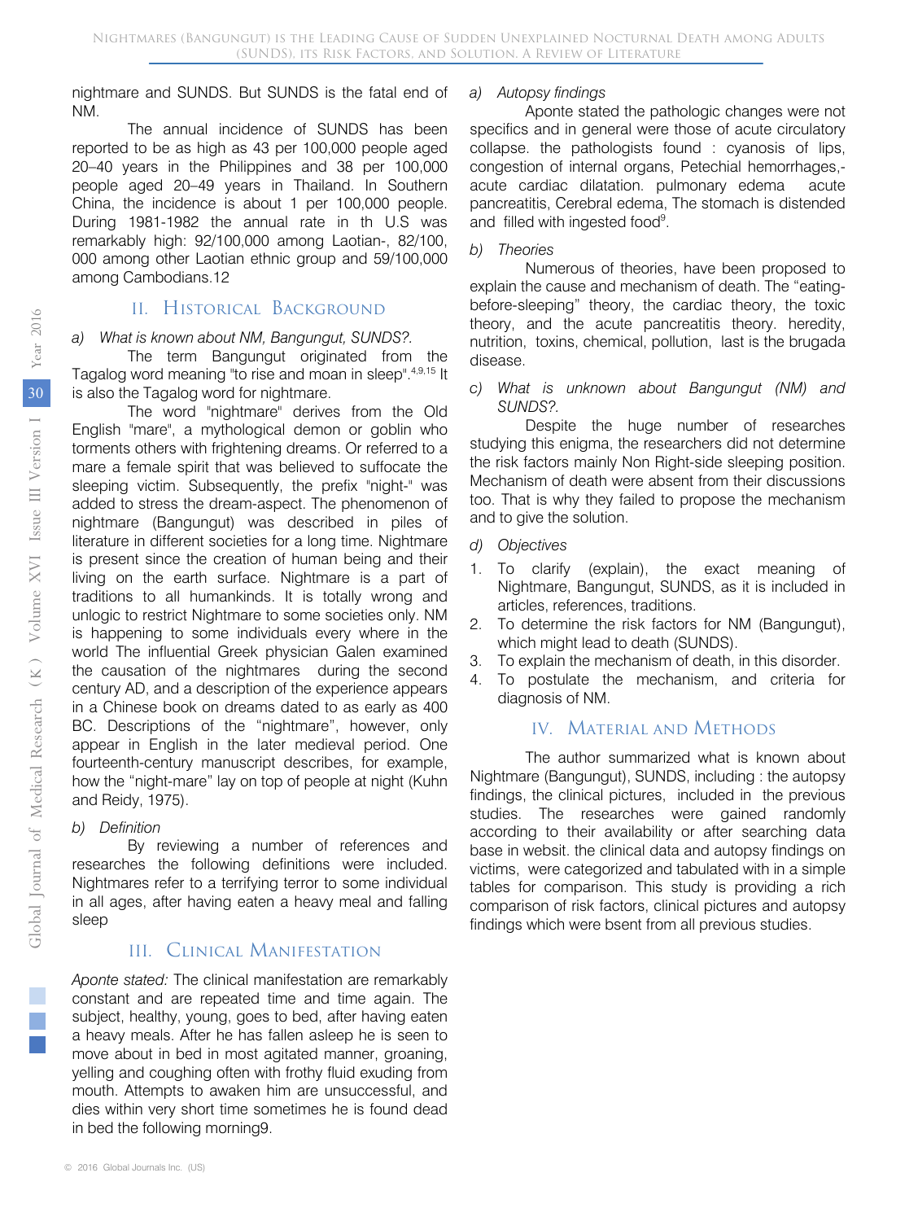nightmare and SUNDS. But SUNDS is the fatal end of NM.

The annual incidence of SUNDS has been reported to be as high as 43 per 100,000 people aged 20–40 years in the Philippines and 38 per 100,000 people aged 20–49 years in Thailand. In Southern China, the incidence is about 1 per 100,000 people. During 1981-1982 the annual rate in th U.S was remarkably high: 92/100,000 among Laotian-, 82/100, 000 among other Laotian ethnic group and 59/100,000 among Cambodians.12

## II. Historical Background

### *a) What is known about NM, Bangungut, SUNDS?.*

The term Bangungut originated from the Tagalog word meaning "to rise and moan in sleep".[4,9,15] It is also the Tagalog word for nightmare.

The word "nightmare" derives from the Old English "mare", a mythological demon or goblin who torments others with frightening dreams. Or referred to a mare a female spirit that was believed to suffocate the sleeping victim. Subsequently, the prefix "night-" was added to stress the dream-aspect. The phenomenon of nightmare (Bangungut) was described in piles of literature in different societies for a long time. Nightmare is present since the creation of human being and their living on the earth surface. Nightmare is a part of traditions to all humankinds. It is totally wrong and unlogic to restrict Nightmare to some societies only. NM is happening to some individuals every where in the world The influential Greek physician Galen examined the causation of the nightmares during the second century AD, and a description of the experience appears in a Chinese book on dreams dated to as early as 400 BC. Descriptions of the "nightmare", however, only appear in English in the later medieval period. One fourteenth-century manuscript describes, for example, how the "night-mare" lay on top of people at night (Kuhn and Reidy, 1975).

### *b) Definition*

By reviewing a number of references and researches the following definitions were included. Nightmares refer to a terrifying terror to some individual in all ages, after having eaten a heavy meal and falling sleep

## III. Clinical Manifestation

*Aponte stated:* The clinical manifestation are remarkably constant and are repeated time and time again. The subject, healthy, young, goes to bed, after having eaten a heavy meals. After he has fallen asleep he is seen to move about in bed in most agitated manner, groaning, yelling and coughing often with frothy fluid exuding from mouth. Attempts to awaken him are unsuccessful, and dies within very short time sometimes he is found dead in bed the following morning9.

### *a) Autopsy findings*

Aponte stated the pathologic changes were not specifics and in general were those of acute circulatory collapse. the pathologists found : cyanosis of lips, congestion of internal organs, Petechial hemorrhages,- acute cardiac dilatation. pulmonary edema acute pancreatitis, Cerebral edema, The stomach is distended and filled with ingested food[9].

### *b) Theories*

Numerous of theories, have been proposed to explain the cause and mechanism of death. The "eating-before-sleeping" theory, the cardiac theory, the toxic theory, and the acute pancreatitis theory. heredity, nutrition, toxins, chemical, pollution, last is the brugada disease.

### *c) What is unknown about Bangungut (NM) and SUNDS?.*

Despite the huge number of researches studying this enigma, the researchers did not determine the risk factors mainly Non Right-side sleeping position. Mechanism of death were absent from their discussions too. That is why they failed to propose the mechanism and to give the solution.

### *d) Objectives*

1. To clarify (explain), the exact meaning of Nightmare, Bangungut, SUNDS, as it is included in articles, references, traditions.
2. To determine the risk factors for NM (Bangungut), which might lead to death (SUNDS).
3. To explain the mechanism of death, in this disorder.
4. To postulate the mechanism, and criteria for diagnosis of NM.

## IV. Material and Methods

The author summarized what is known about Nightmare (Bangungut), SUNDS, including : the autopsy findings, the clinical pictures, included in the previous studies. The researches were gained randomly according to their availability or after searching data base in websit. the clinical data and autopsy findings on victims, were categorized and tabulated with in a simple tables for comparison. This study is providing a rich comparison of risk factors, clinical pictures and autopsy findings which were bsent from all previous studies.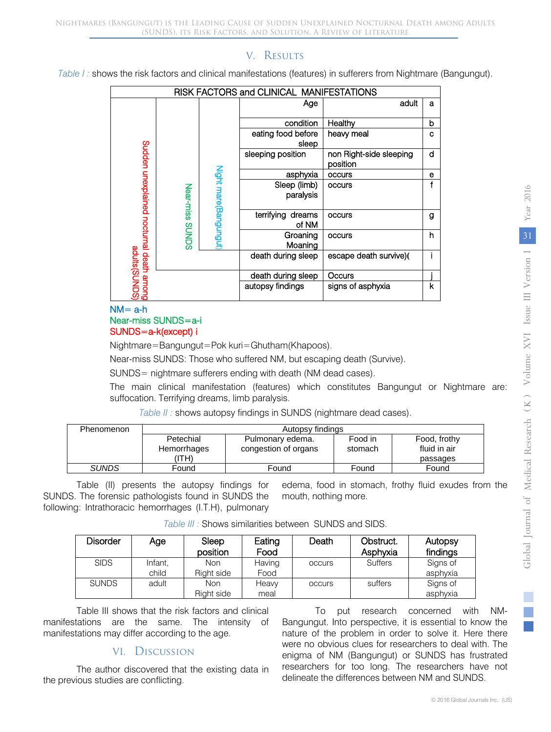## V. Results

*Table I :* shows the risk factors and clinical manifestations (features) in sufferers from Nightmare (Bangungut).

| RISK FACTORS and CLINICAL MANIFESTATIONS | | | | | |
|---|---|---|---|---|---|
| Sudden unexplained nocturnal death among adults(SUNDS) | Near-miss SUNDS | Night mare(Bangungut) | Age | adult | a |
| | | | condition | Healthy | b |
| | | | eating food before sleep | heavy meal | c |
| | | | sleeping position | non Right-side sleeping position | d |
| | | | asphyxia | occurs | e |
| | | | Sleep (limb) paralysis | occurs | f |
| | | | terrifying dreams of NM | occurs | g |
| | | | Groaning Moaning | occurs | h |
| | | | death during sleep | escape death survive)( | i |
| | | | death during sleep | Occurs | j |
| | | | autopsy findings | signs of asphyxia | k |

NM= a-h

Near-miss SUNDS=a-i

SUNDS=a-k(except) i

Nightmare=Bangungut=Pok kuri=Ghutham(Khapoos).

Near-miss SUNDS: Those who suffered NM, but escaping death (Survive).

SUNDS= nightmare sufferers ending with death (NM dead cases).

The main clinical manifestation (features) which constitutes Bangungut or Nightmare are: suffocation. Terrifying dreams, limb paralysis.

*Table II :* shows autopsy findings in SUNDS (nightmare dead cases).

| Phenomenon | Autopsy findings | | | |
|---|---|---|---|---|
| | Petechial Hemorrhages (ITH) | Pulmonary edema. congestion of organs | Food in stomach | Food, frothy fluid in air passages |
| *SUNDS* | Found | Found | Found | Found |

Table (II) presents the autopsy findings for SUNDS. The forensic pathologists found in SUNDS the following: Intrathoracic hemorrhages (I.T.H), pulmonary edema, food in stomach, frothy fluid exudes from the mouth, nothing more.

*Table III :* Shows similarities between SUNDS and SIDS.

| Disorder | Age | Sleep position | Eating Food | Death | Obstruct. Asphyxia | Autopsy findings |
|---|---|---|---|---|---|---|
| SIDS | Infant, child | Non Right side | Having Food | occurs | Suffers | Signs of asphyxia |
| SUNDS | adult | Non Right side | Heavy meal | occurs | suffers | Signs of asphyxia |

Table III shows that the risk factors and clinical manifestations are the same. The intensity of manifestations may differ according to the age.

## VI. Discussion

The author discovered that the existing data in the previous studies are conflicting.

To put research concerned with NM-Bangungut. Into perspective, it is essential to know the nature of the problem in order to solve it. Here there were no obvious clues for researchers to deal with. The enigma of NM (Bangungut) or SUNDS has frustrated researchers for too long. The researchers have not delineate the differences between NM and SUNDS.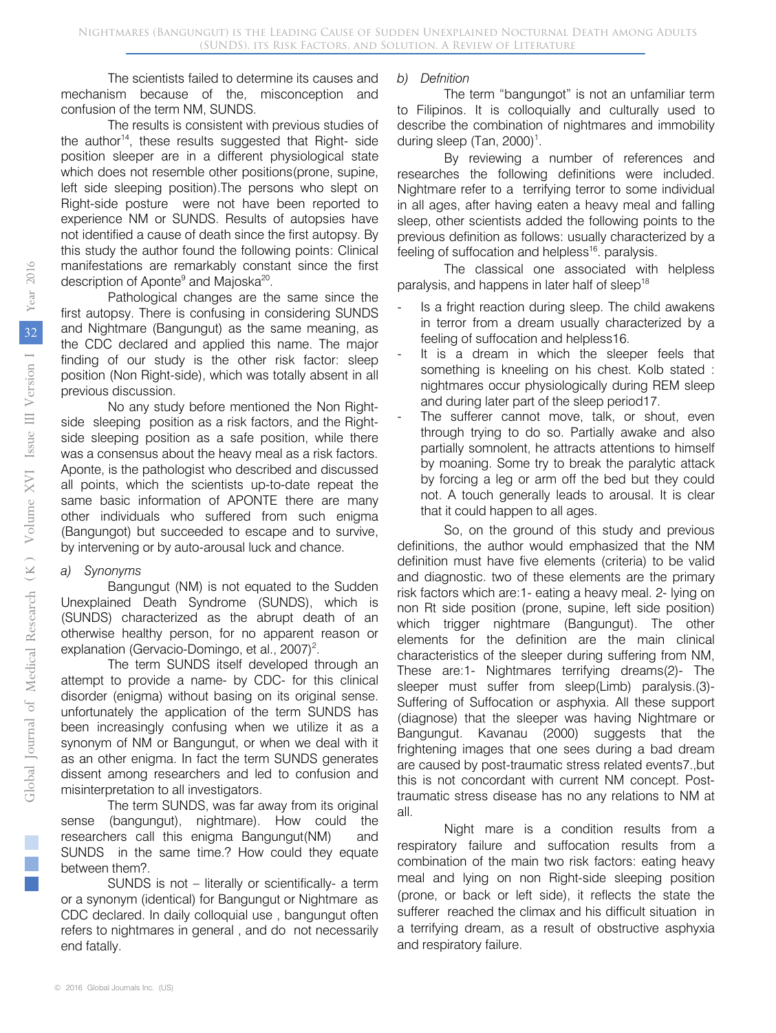The scientists failed to determine its causes and mechanism because of the, misconception and confusion of the term NM, SUNDS.

The results is consistent with previous studies of the author[14], these results suggested that Right- side position sleeper are in a different physiological state which does not resemble other positions(prone, supine, left side sleeping position).The persons who slept on Right-side posture were not have been reported to experience NM or SUNDS. Results of autopsies have not identified a cause of death since the first autopsy. By this study the author found the following points: Clinical manifestations are remarkably constant since the first description of Aponte[9] and Majoska[20].

Pathological changes are the same since the first autopsy. There is confusing in considering SUNDS and Nightmare (Bangungut) as the same meaning, as the CDC declared and applied this name. The major finding of our study is the other risk factor: sleep position (Non Right-side), which was totally absent in all previous discussion.

No any study before mentioned the Non Right-side sleeping position as a risk factors, and the Right-side sleeping position as a safe position, while there was a consensus about the heavy meal as a risk factors. Aponte, is the pathologist who described and discussed all points, which the scientists up-to-date repeat the same basic information of APONTE there are many other individuals who suffered from such enigma (Bangungot) but succeeded to escape and to survive, by intervening or by auto-arousal luck and chance.

*a) Synonyms*

Bangungut (NM) is not equated to the Sudden Unexplained Death Syndrome (SUNDS), which is (SUNDS) characterized as the abrupt death of an otherwise healthy person, for no apparent reason or explanation (Gervacio-Domingo, et al., 2007)[2].

The term SUNDS itself developed through an attempt to provide a name- by CDC- for this clinical disorder (enigma) without basing on its original sense. unfortunately the application of the term SUNDS has been increasingly confusing when we utilize it as a synonym of NM or Bangungut, or when we deal with it as an other enigma. In fact the term SUNDS generates dissent among researchers and led to confusion and misinterpretation to all investigators.

The term SUNDS, was far away from its original sense (bangungut), nightmare). How could the researchers call this enigma Bangungut(NM) and SUNDS in the same time.? How could they equate between them?.

SUNDS is not – literally or scientifically- a term or a synonym (identical) for Bangungut or Nightmare as CDC declared. In daily colloquial use , bangungut often refers to nightmares in general , and do not necessarily end fatally.

*b) Defnition*

The term "bangungot" is not an unfamiliar term to Filipinos. It is colloquially and culturally used to describe the combination of nightmares and immobility during sleep (Tan, 2000)[1].

By reviewing a number of references and researches the following definitions were included. Nightmare refer to a terrifying terror to some individual in all ages, after having eaten a heavy meal and falling sleep, other scientists added the following points to the previous definition as follows: usually characterized by a feeling of suffocation and helpless[16]. paralysis.

The classical one associated with helpless paralysis, and happens in later half of sleep[18]

- Is a fright reaction during sleep. The child awakens in terror from a dream usually characterized by a feeling of suffocation and helpless16.
- It is a dream in which the sleeper feels that something is kneeling on his chest. Kolb stated : nightmares occur physiologically during REM sleep and during later part of the sleep period17.
- The sufferer cannot move, talk, or shout, even through trying to do so. Partially awake and also partially somnolent, he attracts attentions to himself by moaning. Some try to break the paralytic attack by forcing a leg or arm off the bed but they could not. A touch generally leads to arousal. It is clear that it could happen to all ages.

So, on the ground of this study and previous definitions, the author would emphasized that the NM definition must have five elements (criteria) to be valid and diagnostic. two of these elements are the primary risk factors which are:1- eating a heavy meal. 2- lying on non Rt side position (prone, supine, left side position) which trigger nightmare (Bangungut). The other elements for the definition are the main clinical characteristics of the sleeper during suffering from NM, These are:1- Nightmares terrifying dreams(2)- The sleeper must suffer from sleep(Limb) paralysis.(3)- Suffering of Suffocation or asphyxia. All these support (diagnose) that the sleeper was having Nightmare or Bangungut. Kavanau (2000) suggests that the frightening images that one sees during a bad dream are caused by post-traumatic stress related events7.,but this is not concordant with current NM concept. Post-traumatic stress disease has no any relations to NM at all.

Night mare is a condition results from a respiratory failure and suffocation results from a combination of the main two risk factors: eating heavy meal and lying on non Right-side sleeping position (prone, or back or left side), it reflects the state the sufferer reached the climax and his difficult situation in a terrifying dream, as a result of obstructive asphyxia and respiratory failure.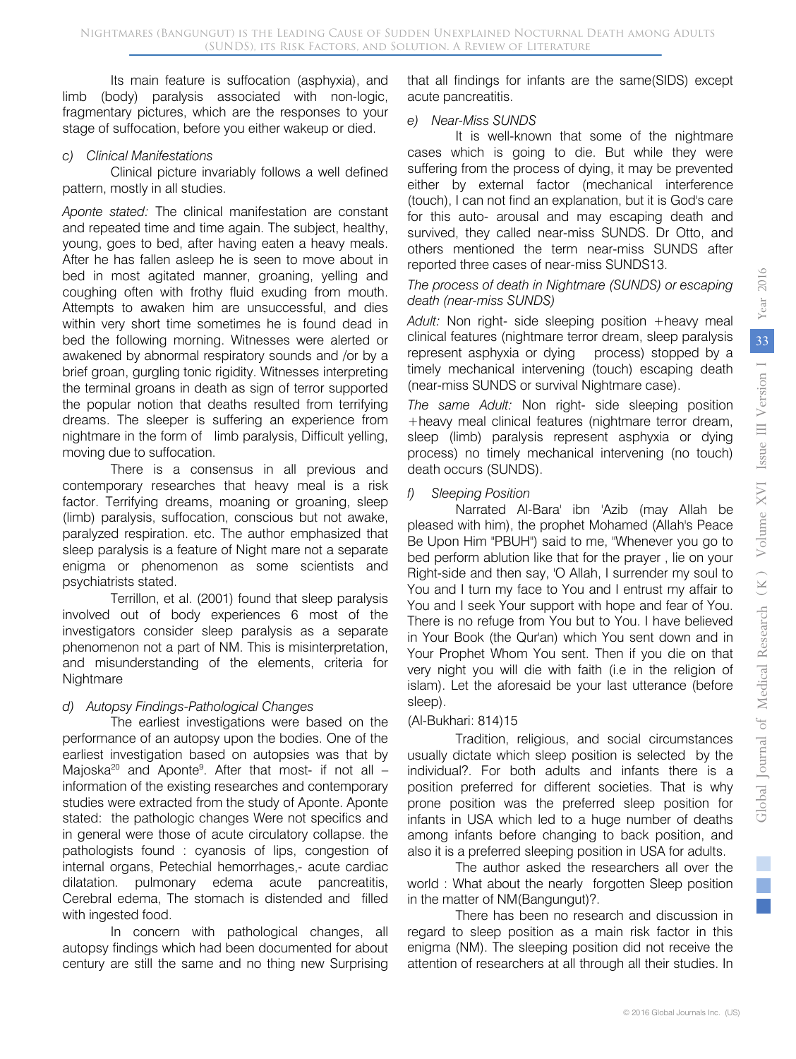Its main feature is suffocation (asphyxia), and limb (body) paralysis associated with non-logic, fragmentary pictures, which are the responses to your stage of suffocation, before you either wakeup or died.

*c) Clinical Manifestations*

Clinical picture invariably follows a well defined pattern, mostly in all studies.

*Aponte stated:* The clinical manifestation are constant and repeated time and time again. The subject, healthy, young, goes to bed, after having eaten a heavy meals. After he has fallen asleep he is seen to move about in bed in most agitated manner, groaning, yelling and coughing often with frothy fluid exuding from mouth. Attempts to awaken him are unsuccessful, and dies within very short time sometimes he is found dead in bed the following morning. Witnesses were alerted or awakened by abnormal respiratory sounds and /or by a brief groan, gurgling tonic rigidity. Witnesses interpreting the terminal groans in death as sign of terror supported the popular notion that deaths resulted from terrifying dreams. The sleeper is suffering an experience from nightmare in the form of limb paralysis, Difficult yelling, moving due to suffocation.

There is a consensus in all previous and contemporary researches that heavy meal is a risk factor. Terrifying dreams, moaning or groaning, sleep (limb) paralysis, suffocation, conscious but not awake, paralyzed respiration. etc. The author emphasized that sleep paralysis is a feature of Night mare not a separate enigma or phenomenon as some scientists and psychiatrists stated.

Terrillon, et al. (2001) found that sleep paralysis involved out of body experiences 6 most of the investigators consider sleep paralysis as a separate phenomenon not a part of NM. This is misinterpretation, and misunderstanding of the elements, criteria for Nightmare

*d) Autopsy Findings-Pathological Changes*

The earliest investigations were based on the performance of an autopsy upon the bodies. One of the earliest investigation based on autopsies was that by Majoska[20] and Aponte[9]. After that most- if not all – information of the existing researches and contemporary studies were extracted from the study of Aponte. Aponte stated: the pathologic changes Were not specifics and in general were those of acute circulatory collapse. the pathologists found : cyanosis of lips, congestion of internal organs, Petechial hemorrhages,- acute cardiac dilatation. pulmonary edema acute pancreatitis, Cerebral edema, The stomach is distended and filled with ingested food.

In concern with pathological changes, all autopsy findings which had been documented for about century are still the same and no thing new Surprising that all findings for infants are the same(SIDS) except acute pancreatitis.

*e) Near-Miss SUNDS*

It is well-known that some of the nightmare cases which is going to die. But while they were suffering from the process of dying, it may be prevented either by external factor (mechanical interference (touch), I can not find an explanation, but it is God's care for this auto- arousal and may escaping death and survived, they called near-miss SUNDS. Dr Otto, and others mentioned the term near-miss SUNDS after reported three cases of near-miss SUNDS13.

*The process of death in Nightmare (SUNDS) or escaping death (near-miss SUNDS)*

*Adult:* Non right- side sleeping position +heavy meal clinical features (nightmare terror dream, sleep paralysis represent asphyxia or dying process) stopped by a timely mechanical intervening (touch) escaping death (near-miss SUNDS or survival Nightmare case).

*The same Adult:* Non right- side sleeping position +heavy meal clinical features (nightmare terror dream, sleep (limb) paralysis represent asphyxia or dying process) no timely mechanical intervening (no touch) death occurs (SUNDS).

*f) Sleeping Position*

Narrated Al-Bara' ibn 'Azib (may Allah be pleased with him), the prophet Mohamed (Allah's Peace Be Upon Him "PBUH") said to me, "Whenever you go to bed perform ablution like that for the prayer , lie on your Right-side and then say, 'O Allah, I surrender my soul to You and I turn my face to You and I entrust my affair to You and I seek Your support with hope and fear of You. There is no refuge from You but to You. I have believed in Your Book (the Qur'an) which You sent down and in Your Prophet Whom You sent. Then if you die on that very night you will die with faith (i.e in the religion of islam). Let the aforesaid be your last utterance (before sleep).

(Al-Bukhari: 814)15

Tradition, religious, and social circumstances usually dictate which sleep position is selected by the individual?. For both adults and infants there is a position preferred for different societies. That is why prone position was the preferred sleep position for infants in USA which led to a huge number of deaths among infants before changing to back position, and also it is a preferred sleeping position in USA for adults.

The author asked the researchers all over the world : What about the nearly forgotten Sleep position in the matter of NM(Bangungut)?.

There has been no research and discussion in regard to sleep position as a main risk factor in this enigma (NM). The sleeping position did not receive the attention of researchers at all through all their studies. In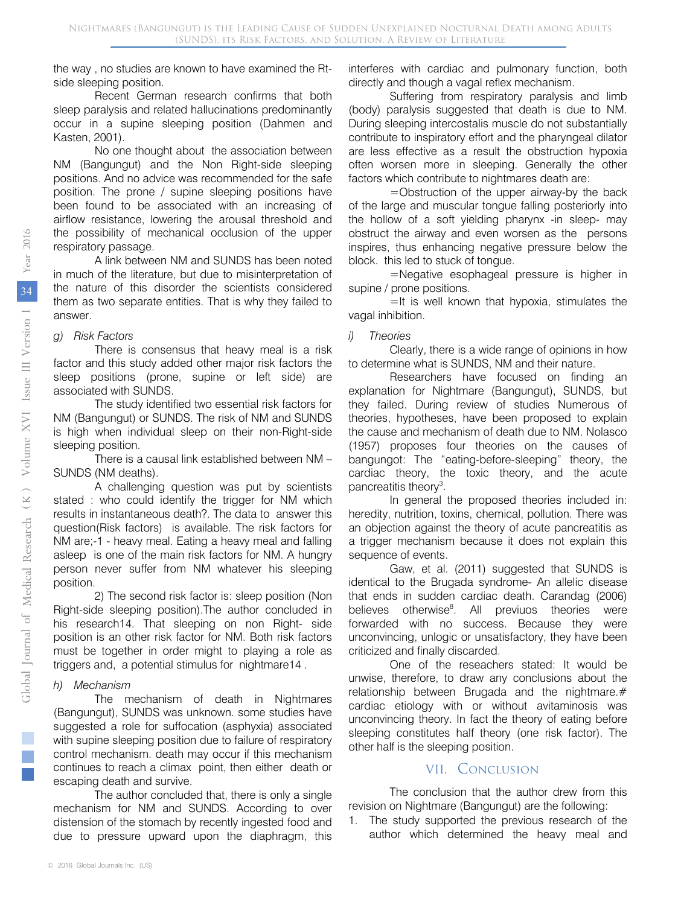the way , no studies are known to have examined the Rt-side sleeping position.

Recent German research confirms that both sleep paralysis and related hallucinations predominantly occur in a supine sleeping position (Dahmen and Kasten, 2001).

No one thought about the association between NM (Bangungut) and the Non Right-side sleeping positions. And no advice was recommended for the safe position. The prone / supine sleeping positions have been found to be associated with an increasing of airflow resistance, lowering the arousal threshold and the possibility of mechanical occlusion of the upper respiratory passage.

A link between NM and SUNDS has been noted in much of the literature, but due to misinterpretation of the nature of this disorder the scientists considered them as two separate entities. That is why they failed to answer.

### *g) Risk Factors*

There is consensus that heavy meal is a risk factor and this study added other major risk factors the sleep positions (prone, supine or left side) are associated with SUNDS.

The study identified two essential risk factors for NM (Bangungut) or SUNDS. The risk of NM and SUNDS is high when individual sleep on their non-Right-side sleeping position.

There is a causal link established between NM – SUNDS (NM deaths).

A challenging question was put by scientists stated : who could identify the trigger for NM which results in instantaneous death?. The data to answer this question(Risk factors) is available. The risk factors for NM are;-1 - heavy meal. Eating a heavy meal and falling asleep is one of the main risk factors for NM. A hungry person never suffer from NM whatever his sleeping position.

2) The second risk factor is: sleep position (Non Right-side sleeping position).The author concluded in his research14. That sleeping on non Right- side position is an other risk factor for NM. Both risk factors must be together in order might to playing a role as triggers and, a potential stimulus for nightmare14 .

### *h) Mechanism*

The mechanism of death in Nightmares (Bangungut), SUNDS was unknown. some studies have suggested a role for suffocation (asphyxia) associated with supine sleeping position due to failure of respiratory control mechanism. death may occur if this mechanism continues to reach a climax point, then either death or escaping death and survive.

The author concluded that, there is only a single mechanism for NM and SUNDS. According to over distension of the stomach by recently ingested food and due to pressure upward upon the diaphragm, this interferes with cardiac and pulmonary function, both directly and though a vagal reflex mechanism.

Suffering from respiratory paralysis and limb (body) paralysis suggested that death is due to NM. During sleeping intercostalis muscle do not substantially contribute to inspiratory effort and the pharyngeal dilator are less effective as a result the obstruction hypoxia often worsen more in sleeping. Generally the other factors which contribute to nightmares death are:

=Obstruction of the upper airway-by the back of the large and muscular tongue falling posteriorly into the hollow of a soft yielding pharynx -in sleep- may obstruct the airway and even worsen as the persons inspires, thus enhancing negative pressure below the block. this led to stuck of tongue.

=Negative esophageal pressure is higher in supine / prone positions.

=It is well known that hypoxia, stimulates the vagal inhibition.

### *i) Theories*

Clearly, there is a wide range of opinions in how to determine what is SUNDS, NM and their nature.

Researchers have focused on finding an explanation for Nightmare (Bangungut), SUNDS, but they failed. During review of studies Numerous of theories, hypotheses, have been proposed to explain the cause and mechanism of death due to NM. Nolasco (1957) proposes four theories on the causes of bangungot: The "eating-before-sleeping" theory, the cardiac theory, the toxic theory, and the acute pancreatitis theory[3].

In general the proposed theories included in: heredity, nutrition, toxins, chemical, pollution. There was an objection against the theory of acute pancreatitis as a trigger mechanism because it does not explain this sequence of events.

Gaw, et al. (2011) suggested that SUNDS is identical to the Brugada syndrome- An allelic disease that ends in sudden cardiac death. Carandag (2006) believes otherwise[8]. All previuos theories were forwarded with no success. Because they were unconvincing, unlogic or unsatisfactory, they have been criticized and finally discarded.

One of the reseachers stated: It would be unwise, therefore, to draw any conclusions about the relationship between Brugada and the nightmare.# cardiac etiology with or without avitaminosis was unconvincing theory. In fact the theory of eating before sleeping constitutes half theory (one risk factor). The other half is the sleeping position.

## VII. Conclusion

The conclusion that the author drew from this revision on Nightmare (Bangungut) are the following:

1. The study supported the previous research of the author which determined the heavy meal and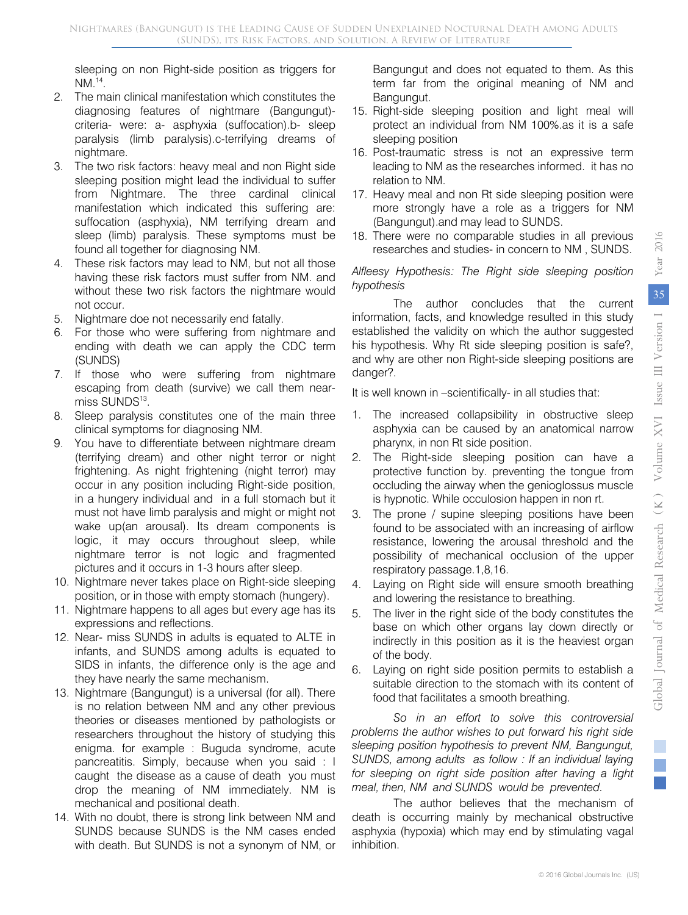sleeping on non Right-side position as triggers for NM.[14].

2. The main clinical manifestation which constitutes the diagnosing features of nightmare (Bangungut)- criteria- were: a- asphyxia (suffocation).b- sleep paralysis (limb paralysis).c-terrifying dreams of nightmare.
3. The two risk factors: heavy meal and non Right side sleeping position might lead the individual to suffer from Nightmare. The three cardinal clinical manifestation which indicated this suffering are: suffocation (asphyxia), NM terrifying dream and sleep (limb) paralysis. These symptoms must be found all together for diagnosing NM.
4. These risk factors may lead to NM, but not all those having these risk factors must suffer from NM. and without these two risk factors the nightmare would not occur.
5. Nightmare doe not necessarily end fatally.
6. For those who were suffering from nightmare and ending with death we can apply the CDC term (SUNDS)
7. If those who were suffering from nightmare escaping from death (survive) we call them near-miss SUNDS[13].
8. Sleep paralysis constitutes one of the main three clinical symptoms for diagnosing NM.
9. You have to differentiate between nightmare dream (terrifying dream) and other night terror or night frightening. As night frightening (night terror) may occur in any position including Right-side position, in a hungery individual and in a full stomach but it must not have limb paralysis and might or might not wake up(an arousal). Its dream components is logic, it may occurs throughout sleep, while nightmare terror is not logic and fragmented pictures and it occurs in 1-3 hours after sleep.
10. Nightmare never takes place on Right-side sleeping position, or in those with empty stomach (hungery).
11. Nightmare happens to all ages but every age has its expressions and reflections.
12. Near- miss SUNDS in adults is equated to ALTE in infants, and SUNDS among adults is equated to SIDS in infants, the difference only is the age and they have nearly the same mechanism.
13. Nightmare (Bangungut) is a universal (for all). There is no relation between NM and any other previous theories or diseases mentioned by pathologists or researchers throughout the history of studying this enigma. for example : Buguda syndrome, acute pancreatitis. Simply, because when you said : I caught the disease as a cause of death you must drop the meaning of NM immediately. NM is mechanical and positional death.
14. With no doubt, there is strong link between NM and SUNDS because SUNDS is the NM cases ended with death. But SUNDS is not a synonym of NM, or Bangungut and does not equated to them. As this term far from the original meaning of NM and Bangungut.
15. Right-side sleeping position and light meal will protect an individual from NM 100%.as it is a safe sleeping position
16. Post-traumatic stress is not an expressive term leading to NM as the researches informed. it has no relation to NM.
17. Heavy meal and non Rt side sleeping position were more strongly have a role as a triggers for NM (Bangungut).and may lead to SUNDS.
18. There were no comparable studies in all previous researches and studies- in concern to NM , SUNDS.

*Alfleesy Hypothesis: The Right side sleeping position hypothesis*

The author concludes that the current information, facts, and knowledge resulted in this study established the validity on which the author suggested his hypothesis. Why Rt side sleeping position is safe?, and why are other non Right-side sleeping positions are danger?.

It is well known in –scientifically- in all studies that:

1. The increased collapsibility in obstructive sleep asphyxia can be caused by an anatomical narrow pharynx, in non Rt side position.
2. The Right-side sleeping position can have a protective function by. preventing the tongue from occluding the airway when the genioglossus muscle is hypnotic. While occulosion happen in non rt.
3. The prone / supine sleeping positions have been found to be associated with an increasing of airflow resistance, lowering the arousal threshold and the possibility of mechanical occlusion of the upper respiratory passage.1,8,16.
4. Laying on Right side will ensure smooth breathing and lowering the resistance to breathing.
5. The liver in the right side of the body constitutes the base on which other organs lay down directly or indirectly in this position as it is the heaviest organ of the body.
6. Laying on right side position permits to establish a suitable direction to the stomach with its content of food that facilitates a smooth breathing.

*So in an effort to solve this controversial problems the author wishes to put forward his right side sleeping position hypothesis to prevent NM, Bangungut, SUNDS, among adults as follow : If an individual laying for sleeping on right side position after having a light meal, then, NM and SUNDS would be prevented.*

The author believes that the mechanism of death is occurring mainly by mechanical obstructive asphyxia (hypoxia) which may end by stimulating vagal inhibition.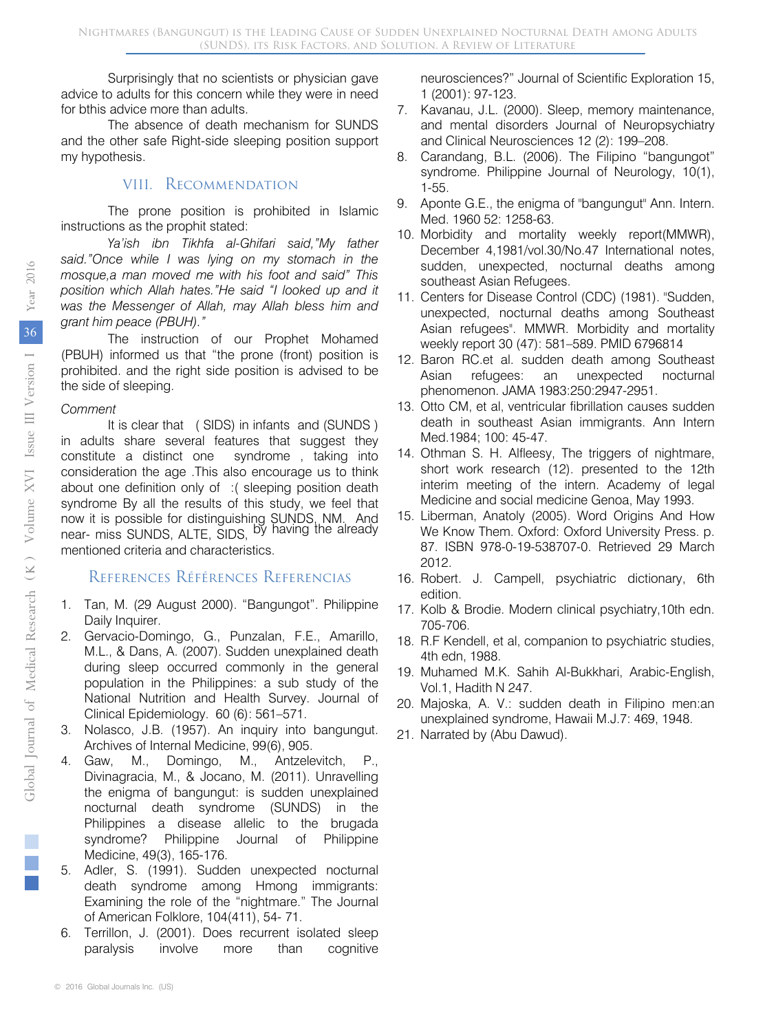Surprisingly that no scientists or physician gave advice to adults for this concern while they were in need for bthis advice more than adults.

The absence of death mechanism for SUNDS and the other safe Right-side sleeping position support my hypothesis.

## VIII. Recommendation

The prone position is prohibited in Islamic instructions as the prophit stated:

*Ya'ish ibn Tikhfa al-Ghifari said,"My father said."Once while I was lying on my stomach in the mosque,a man moved me with his foot and said" This position which Allah hates."He said "I looked up and it was the Messenger of Allah, may Allah bless him and grant him peace (PBUH)."*

The instruction of our Prophet Mohamed (PBUH) informed us that "the prone (front) position is prohibited. and the right side position is advised to be the side of sleeping.

*Comment*

It is clear that ( SIDS) in infants and (SUNDS ) in adults share several features that suggest they constitute a distinct one syndrome , taking into consideration the age .This also encourage us to think about one definition only of :( sleeping position death syndrome By all the results of this study, we feel that now it is possible for distinguishing SUNDS, NM. And near- miss SUNDS, ALTE, SIDS, by having the already mentioned criteria and characteristics.

## References Références Referencias

1. Tan, M. (29 August 2000). "Bangungot". Philippine Daily Inquirer.
2. Gervacio-Domingo, G., Punzalan, F.E., Amarillo, M.L., & Dans, A. (2007). Sudden unexplained death during sleep occurred commonly in the general population in the Philippines: a sub study of the National Nutrition and Health Survey. Journal of Clinical Epidemiology. 60 (6): 561–571.
3. Nolasco, J.B. (1957). An inquiry into bangungut. Archives of Internal Medicine, 99(6), 905.
4. Gaw, M., Domingo, M., Antzelevitch, P., Divinagracia, M., & Jocano, M. (2011). Unravelling the enigma of bangungut: is sudden unexplained nocturnal death syndrome (SUNDS) in the Philippines a disease allelic to the brugada syndrome? Philippine Journal of Philippine Medicine, 49(3), 165-176.
5. Adler, S. (1991). Sudden unexpected nocturnal death syndrome among Hmong immigrants: Examining the role of the "nightmare." The Journal of American Folklore, 104(411), 54- 71.
6. Terrillon, J. (2001). Does recurrent isolated sleep paralysis involve more than cognitive neurosciences?" Journal of Scientific Exploration 15, 1 (2001): 97-123.
7. Kavanau, J.L. (2000). Sleep, memory maintenance, and mental disorders Journal of Neuropsychiatry and Clinical Neurosciences 12 (2): 199–208.
8. Carandang, B.L. (2006). The Filipino "bangungot" syndrome. Philippine Journal of Neurology, 10(1), 1-55.
9. Aponte G.E., the enigma of "bangungut" Ann. Intern. Med. 1960 52: 1258-63.
10. Morbidity and mortality weekly report(MMWR), December 4,1981/vol.30/No.47 International notes, sudden, unexpected, nocturnal deaths among southeast Asian Refugees.
11. Centers for Disease Control (CDC) (1981). "Sudden, unexpected, nocturnal deaths among Southeast Asian refugees". MMWR. Morbidity and mortality weekly report 30 (47): 581–589. PMID 6796814
12. Baron RC.et al. sudden death among Southeast Asian refugees: an unexpected nocturnal phenomenon. JAMA 1983:250:2947-2951.
13. Otto CM, et al, ventricular fibrillation causes sudden death in southeast Asian immigrants. Ann Intern Med.1984; 100: 45-47.
14. Othman S. H. Alfleesy, The triggers of nightmare, short work research (12). presented to the 12th interim meeting of the intern. Academy of legal Medicine and social medicine Genoa, May 1993.
15. Liberman, Anatoly (2005). Word Origins And How We Know Them. Oxford: Oxford University Press. p. 87. ISBN 978-0-19-538707-0. Retrieved 29 March 2012.
16. Robert. J. Campell, psychiatric dictionary, 6th edition.
17. Kolb & Brodie. Modern clinical psychiatry,10th edn. 705-706.
18. R.F Kendell, et al, companion to psychiatric studies, 4th edn, 1988.
19. Muhamed M.K. Sahih Al-Bukkhari, Arabic-English, Vol.1, Hadith N 247.
20. Majoska, A. V.: sudden death in Filipino men:an unexplained syndrome, Hawaii M.J.7: 469, 1948.
21. Narrated by (Abu Dawud).